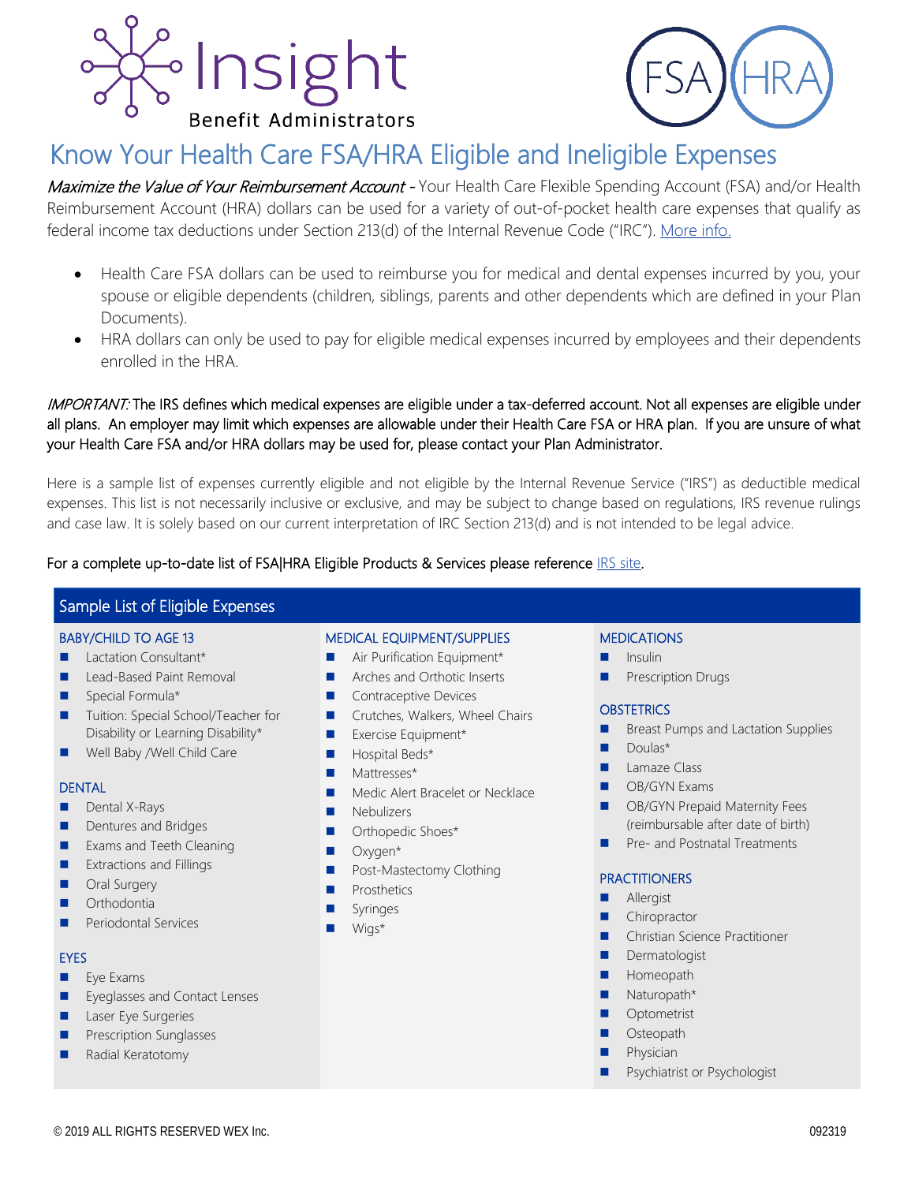Insight Benefit Administrators

FSA | HRA

# Know Your Health Care FSA/HRA Eligible and Ineligible Expenses

*Maximize the Value of Your Reimbursement Account* - Your Health Care Flexible Spending Account (FSA) and/or Health Reimbursement Account (HRA) dollars can be used for a variety of out-of-pocket health care expenses that qualify as federal income tax deductions under Section 213(d) of the Internal Revenue Code ("IRC"). More info.

- Health Care FSA dollars can be used to reimburse you for medical and dental expenses incurred by you, your spouse or eligible dependents (children, siblings, parents and other dependents which are defined in your Plan Documents).
- HRA dollars can only be used to pay for eligible medical expenses incurred by employees and their dependents enrolled in the HRA.

*IMPORTANT:* The IRS defines which medical expenses are eligible under a tax-deferred account. Not all expenses are eligible under all plans. An employer may limit which expenses are allowable under their Health Care FSA or HRA plan. If you are unsure of what your Health Care FSA and/or HRA dollars may be used for, please contact your Plan Administrator.

Here is a sample list of expenses currently eligible and not eligible by the Internal Revenue Service ("IRS") as deductible medical expenses. This list is not necessarily inclusive or exclusive, and may be subject to change based on regulations, IRS revenue rulings and case law. It is solely based on our current interpretation of IRC Section 213(d) and is not intended to be legal advice.

For a complete up-to-date list of FSA|HRA Eligible Products & Services please reference IRS site.

## Sample List of Eligible Expenses

### BABY/CHILD TO AGE 13
- Lactation Consultant*
- Lead-Based Paint Removal
- Special Formula*
- Tuition: Special School/Teacher for Disability or Learning Disability*
- Well Baby /Well Child Care

### DENTAL
- Dental X-Rays
- Dentures and Bridges
- Exams and Teeth Cleaning
- Extractions and Fillings
- Oral Surgery
- Orthodontia
- Periodontal Services

### EYES
- Eye Exams
- Eyeglasses and Contact Lenses
- Laser Eye Surgeries
- Prescription Sunglasses
- Radial Keratotomy

### MEDICAL EQUIPMENT/SUPPLIES
- Air Purification Equipment*
- Arches and Orthotic Inserts
- Contraceptive Devices
- Crutches, Walkers, Wheel Chairs
- Exercise Equipment*
- Hospital Beds*
- Mattresses*
- Medic Alert Bracelet or Necklace
- Nebulizers
- Orthopedic Shoes*
- Oxygen*
- Post-Mastectomy Clothing
- Prosthetics
- Syringes
- Wigs*

### MEDICATIONS
- Insulin
- Prescription Drugs

### OBSTETRICS
- Breast Pumps and Lactation Supplies
- Doulas*
- Lamaze Class
- OB/GYN Exams
- OB/GYN Prepaid Maternity Fees (reimbursable after date of birth)
- Pre- and Postnatal Treatments

### PRACTITIONERS
- Allergist
- Chiropractor
- Christian Science Practitioner
- Dermatologist
- Homeopath
- Naturopath*
- Optometrist
- Osteopath
- Physician
- Psychiatrist or Psychologist

© 2019 ALL RIGHTS RESERVED WEX Inc.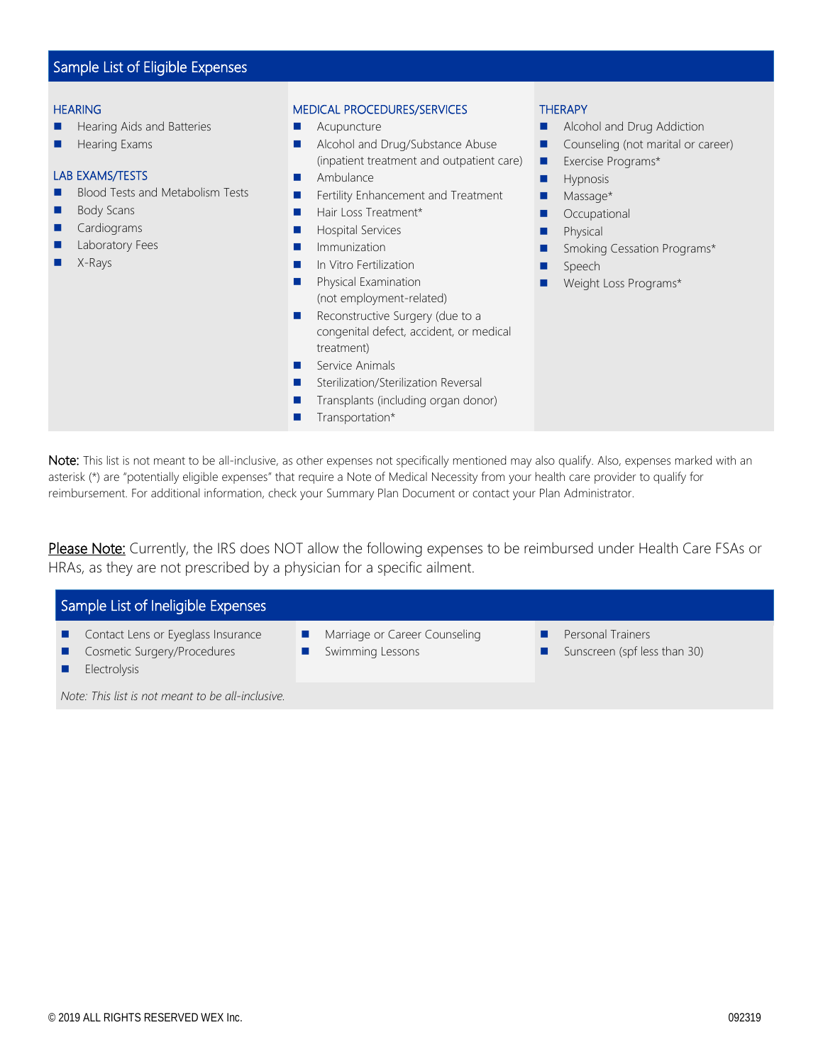## Sample List of Eligible Expenses

### HEARING

- Hearing Aids and Batteries
- Hearing Exams

### LAB EXAMS/TESTS

- Blood Tests and Metabolism Tests
- Body Scans
- Cardiograms
- Laboratory Fees
- X-Rays

### MEDICAL PROCEDURES/SERVICES

- Acupuncture
- Alcohol and Drug/Substance Abuse (inpatient treatment and outpatient care)
- Ambulance
- Fertility Enhancement and Treatment
- Hair Loss Treatment*
- Hospital Services
- Immunization
- In Vitro Fertilization
- Physical Examination (not employment-related)
- Reconstructive Surgery (due to a congenital defect, accident, or medical treatment)
- Service Animals
- Sterilization/Sterilization Reversal
- Transplants (including organ donor)
- Transportation*

### THERAPY

- Alcohol and Drug Addiction
- Counseling (not marital or career)
- Exercise Programs*
- Hypnosis
- Massage*
- Occupational
- Physical
- Smoking Cessation Programs*
- Speech
- Weight Loss Programs*

**Note:** This list is not meant to be all-inclusive, as other expenses not specifically mentioned may also qualify. Also, expenses marked with an asterisk (*) are "potentially eligible expenses" that require a Note of Medical Necessity from your health care provider to qualify for reimbursement. For additional information, check your Summary Plan Document or contact your Plan Administrator.

<u>Please Note:</u> Currently, the IRS does NOT allow the following expenses to be reimbursed under Health Care FSAs or HRAs, as they are not prescribed by a physician for a specific ailment.

## Sample List of Ineligible Expenses

- Contact Lens or Eyeglass Insurance
- Cosmetic Surgery/Procedures
- Electrolysis
- Marriage or Career Counseling
- Swimming Lessons
- Personal Trainers
- Sunscreen (spf less than 30)

*Note: This list is not meant to be all-inclusive.*

© 2019 ALL RIGHTS RESERVED WEX Inc. 092319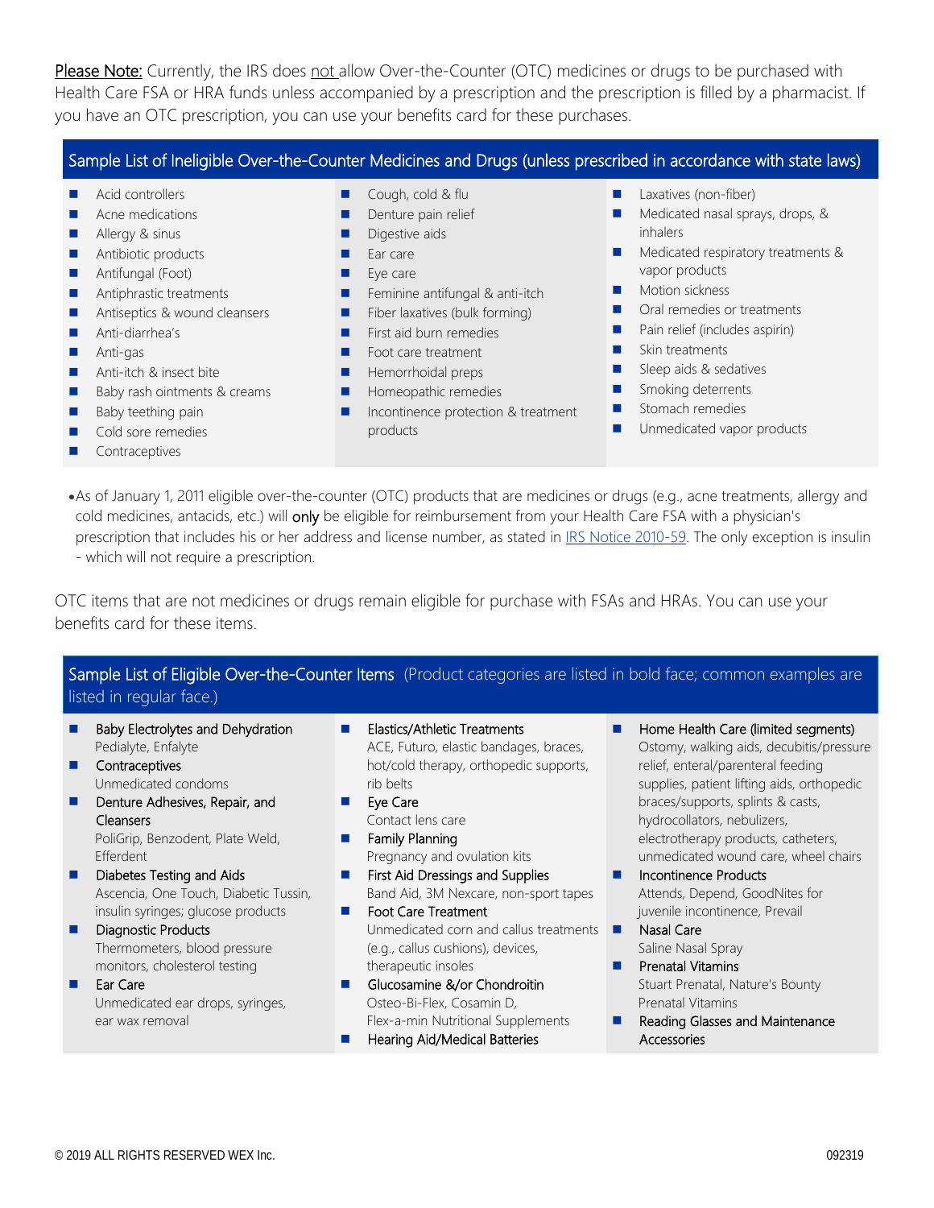**Please Note:** Currently, the IRS does not allow Over-the-Counter (OTC) medicines or drugs to be purchased with Health Care FSA or HRA funds unless accompanied by a prescription and the prescription is filled by a pharmacist. If you have an OTC prescription, you can use your benefits card for these purchases.

## Sample List of Ineligible Over-the-Counter Medicines and Drugs (unless prescribed in accordance with state laws)

- Acid controllers
- Acne medications
- Allergy & sinus
- Antibiotic products
- Antifungal (Foot)
- Antiphrastic treatments
- Antiseptics & wound cleansers
- Anti-diarrhea's
- Anti-gas
- Anti-itch & insect bite
- Baby rash ointments & creams
- Baby teething pain
- Cold sore remedies
- Contraceptives
- Cough, cold & flu
- Denture pain relief
- Digestive aids
- Ear care
- Eye care
- Feminine antifungal & anti-itch
- Fiber laxatives (bulk forming)
- First aid burn remedies
- Foot care treatment
- Hemorrhoidal preps
- Homeopathic remedies
- Incontinence protection & treatment products
- Laxatives (non-fiber)
- Medicated nasal sprays, drops, & inhalers
- Medicated respiratory treatments & vapor products
- Motion sickness
- Oral remedies or treatments
- Pain relief (includes aspirin)
- Skin treatments
- Sleep aids & sedatives
- Smoking deterrents
- Stomach remedies
- Unmedicated vapor products

- As of January 1, 2011 eligible over-the-counter (OTC) products that are medicines or drugs (e.g., acne treatments, allergy and cold medicines, antacids, etc.) will only be eligible for reimbursement from your Health Care FSA with a physician's prescription that includes his or her address and license number, as stated in IRS Notice 2010-59. The only exception is insulin - which will not require a prescription.

OTC items that are not medicines or drugs remain eligible for purchase with FSAs and HRAs. You can use your benefits card for these items.

## Sample List of Eligible Over-the-Counter Items (Product categories are listed in bold face; common examples are listed in regular face.)

- **Baby Electrolytes and Dehydration**
  Pedialyte, Enfalyte
- **Contraceptives**
  Unmedicated condoms
- **Denture Adhesives, Repair, and Cleansers**
  PoliGrip, Benzodent, Plate Weld, Efferdent
- **Diabetes Testing and Aids**
  Ascencia, One Touch, Diabetic Tussin, insulin syringes; glucose products
- **Diagnostic Products**
  Thermometers, blood pressure monitors, cholesterol testing
- **Ear Care**
  Unmedicated ear drops, syringes, ear wax removal
- **Elastics/Athletic Treatments**
  ACE, Futuro, elastic bandages, braces, hot/cold therapy, orthopedic supports, rib belts
- **Eye Care**
  Contact lens care
- **Family Planning**
  Pregnancy and ovulation kits
- **First Aid Dressings and Supplies**
  Band Aid, 3M Nexcare, non-sport tapes
- **Foot Care Treatment**
  Unmedicated corn and callus treatments (e.g., callus cushions), devices, therapeutic insoles
- **Glucosamine &/or Chondroitin**
  Osteo-Bi-Flex, Cosamin D, Flex-a-min Nutritional Supplements
- **Hearing Aid/Medical Batteries**
- **Home Health Care (limited segments)**
  Ostomy, walking aids, decubitis/pressure relief, enteral/parenteral feeding supplies, patient lifting aids, orthopedic braces/supports, splints & casts, hydrocollators, nebulizers, electrotherapy products, catheters, unmedicated wound care, wheel chairs
- **Incontinence Products**
  Attends, Depend, GoodNites for juvenile incontinence, Prevail
- **Nasal Care**
  Saline Nasal Spray
- **Prenatal Vitamins**
  Stuart Prenatal, Nature's Bounty Prenatal Vitamins
- **Reading Glasses and Maintenance Accessories**

© 2019 ALL RIGHTS RESERVED WEX Inc. 092319